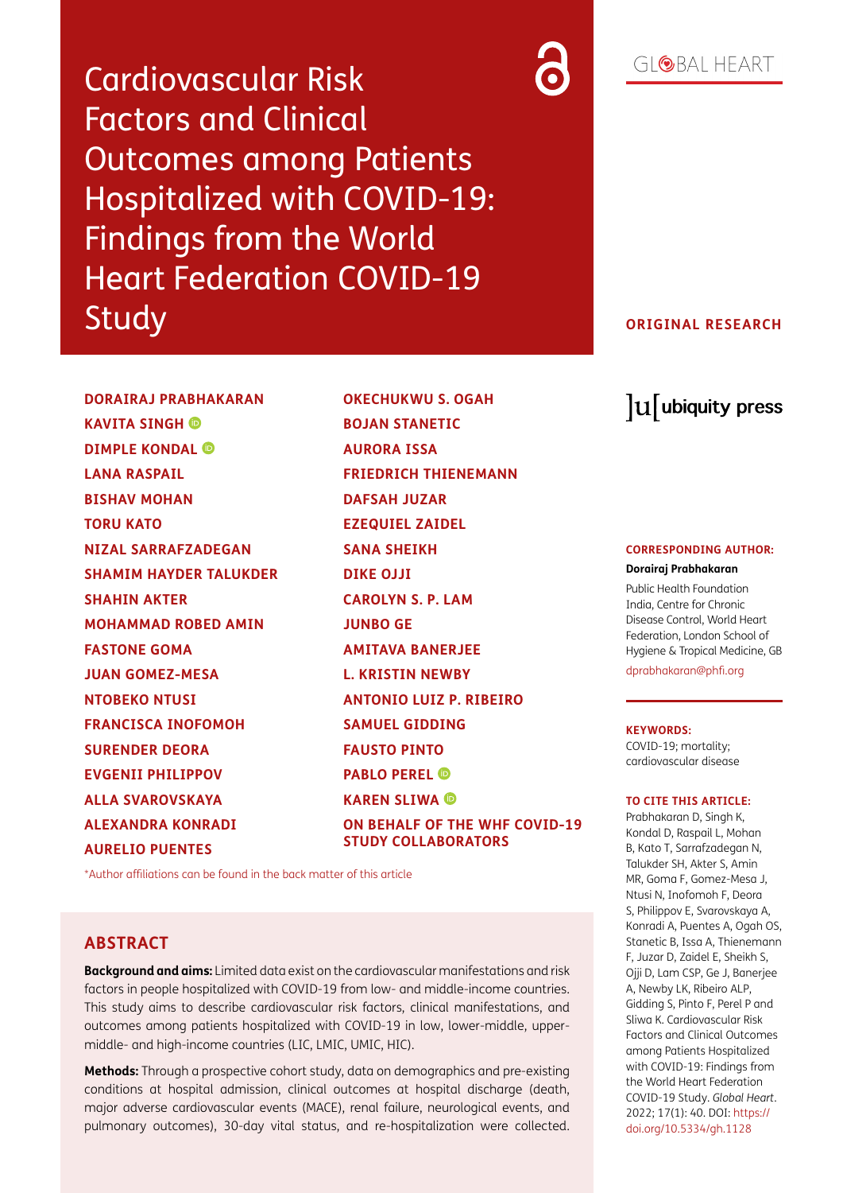# Cardiovascular Risk Factors and Clinical Outcomes among Patients Hospitalized with COVID-19: Findings from the World Heart Federation COVID-19 Study

GLOBAL HEART

**ORIGINAL RESEARCH**

**DORAIRAJ PRABHAKARAN**
**KAVITA SINGH**
**DIMPLE KONDAL**
**LANA RASPAIL**
**BISHAV MOHAN**
**TORU KATO**
**NIZAL SARRAFZADEGAN**
**SHAMIM HAYDER TALUKDER**
**SHAHIN AKTER**
**MOHAMMAD ROBED AMIN**
**FASTONE GOMA**
**JUAN GOMEZ-MESA**
**NTOBEKO NTUSI**
**FRANCISCA INOFOMOH**
**SURENDER DEORA**
**EVGENII PHILIPPOV**
**ALLA SVAROVSKAYA**
**ALEXANDRA KONRADI**
**AURELIO PUENTES**
**OKECHUKWU S. OGAH**
**BOJAN STANETIC**
**AURORA ISSA**
**FRIEDRICH THIENEMANN**
**DAFSAH JUZAR**
**EZEQUIEL ZAIDEL**
**SANA SHEIKH**
**DIKE OJJI**
**CAROLYN S. P. LAM**
**JUNBO GE**
**AMITAVA BANERJEE**
**L. KRISTIN NEWBY**
**ANTONIO LUIZ P. RIBEIRO**
**SAMUEL GIDDING**
**FAUSTO PINTO**
**PABLO PEREL**
**KAREN SLIWA**
**ON BEHALF OF THE WHF COVID-19 STUDY COLLABORATORS**

*Author affiliations can be found in the back matter of this article

ubiquity press

**CORRESPONDING AUTHOR:**

**Dorairaj Prabhakaran**

Public Health Foundation India, Centre for Chronic Disease Control, World Heart Federation, London School of Hygiene & Tropical Medicine, GB

dprabhakaran@phfi.org

**KEYWORDS:**

COVID-19; mortality; cardiovascular disease

**TO CITE THIS ARTICLE:**

Prabhakaran D, Singh K, Kondal D, Raspail L, Mohan B, Kato T, Sarrafzadegan N, Talukder SH, Akter S, Amin MR, Goma F, Gomez-Mesa J, Ntusi N, Inofomoh F, Deora S, Philippov E, Svarovskaya A, Konradi A, Puentes A, Ogah OS, Stanetic B, Issa A, Thienemann F, Juzar D, Zaidel E, Sheikh S, Ojji D, Lam CSP, Ge J, Banerjee A, Newby LK, Ribeiro ALP, Gidding S, Pinto F, Perel P and Sliwa K. Cardiovascular Risk Factors and Clinical Outcomes among Patients Hospitalized with COVID-19: Findings from the World Heart Federation COVID-19 Study. *Global Heart*. 2022; 17(1): 40. DOI: https://doi.org/10.5334/gh.1128

## ABSTRACT

**Background and aims:** Limited data exist on the cardiovascular manifestations and risk factors in people hospitalized with COVID-19 from low- and middle-income countries. This study aims to describe cardiovascular risk factors, clinical manifestations, and outcomes among patients hospitalized with COVID-19 in low, lower-middle, upper-middle- and high-income countries (LIC, LMIC, UMIC, HIC).

**Methods:** Through a prospective cohort study, data on demographics and pre-existing conditions at hospital admission, clinical outcomes at hospital discharge (death, major adverse cardiovascular events (MACE), renal failure, neurological events, and pulmonary outcomes), 30-day vital status, and re-hospitalization were collected.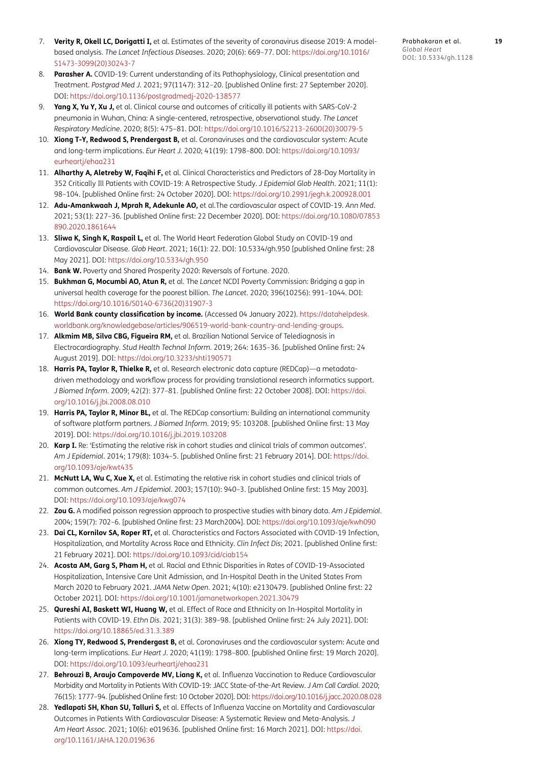7. **Verity R, Okell LC, Dorigatti I,** et al. Estimates of the severity of coronavirus disease 2019: A model-based analysis. *The Lancet Infectious Diseases*. 2020; 20(6): 669–77. DOI: https://doi.org/10.1016/S1473-3099(20)30243-7
8. **Parasher A.** COVID-19: Current understanding of its Pathophysiology, Clinical presentation and Treatment. *Postgrad Med J*. 2021; 97(1147): 312–20. [published Online first: 27 September 2020]. DOI: https://doi.org/10.1136/postgradmedj-2020-138577
9. **Yang X, Yu Y, Xu J,** et al. Clinical course and outcomes of critically ill patients with SARS-CoV-2 pneumonia in Wuhan, China: A single-centered, retrospective, observational study. *The Lancet Respiratory Medicine*. 2020; 8(5): 475–81. DOI: https://doi.org/10.1016/S2213-2600(20)30079-5
10. **Xiong T-Y, Redwood S, Prendergast B,** et al. Coronaviruses and the cardiovascular system: Acute and long-term implications. *Eur Heart J*. 2020; 41(19): 1798–800. DOI: https://doi.org/10.1093/eurheartj/ehaa231
11. **Alharthy A, Aletreby W, Faqihi F,** et al. Clinical Characteristics and Predictors of 28-Day Mortality in 352 Critically Ill Patients with COVID-19: A Retrospective Study. *J Epidemiol Glob Health*. 2021; 11(1): 98–104. [published Online first: 24 October 2020]. DOI: https://doi.org/10.2991/jegh.k.200928.001
12. **Adu-Amankwaah J, Mprah R, Adekunle AO,** et al.The cardiovascular aspect of COVID-19. *Ann Med*. 2021; 53(1): 227–36. [published Online first: 22 December 2020]. DOI: https://doi.org/10.1080/07853890.2020.1861644
13. **Sliwa K, Singh K, Raspail L,** et al. The World Heart Federation Global Study on COVID-19 and Cardiovascular Disease. *Glob Heart*. 2021; 16(1): 22. DOI: 10.5334/gh.950 [published Online first: 28 May 2021]. DOI: https://doi.org/10.5334/gh.950
14. **Bank W.** Poverty and Shared Prosperity 2020: Reversals of Fortune. 2020.
15. **Bukhman G, Mocumbi AO, Atun R,** et al. The *Lancet* NCDI Poverty Commission: Bridging a gap in universal health coverage for the poorest billion. *The Lancet*. 2020; 396(10256): 991–1044. DOI: https://doi.org/10.1016/S0140-6736(20)31907-3
16. **World Bank county classification by income.** (Accessed 04 January 2022). https://datahelpdesk.worldbank.org/knowledgebase/articles/906519-world-bank-country-and-lending-groups.
17. **Alkmim MB, Silva CBG, Figueira RM,** et al. Brazilian National Service of Telediagnosis in Electrocardiography. *Stud Health Technol Inform*. 2019; 264: 1635–36. [published Online first: 24 August 2019]. DOI: https://doi.org/10.3233/shti190571
18. **Harris PA, Taylor R, Thielke R,** et al. Research electronic data capture (REDCap)—a metadata-driven methodology and workflow process for providing translational research informatics support. *J Biomed Inform*. 2009; 42(2): 377–81. [published Online first: 22 October 2008]. DOI: https://doi.org/10.1016/j.jbi.2008.08.010
19. **Harris PA, Taylor R, Minor BL,** et al. The REDCap consortium: Building an international community of software platform partners. *J Biomed Inform*. 2019; 95: 103208. [published Online first: 13 May 2019]. DOI: https://doi.org/10.1016/j.jbi.2019.103208
20. **Karp I.** Re: 'Estimating the relative risk in cohort studies and clinical trials of common outcomes'. *Am J Epidemiol*. 2014; 179(8): 1034–5. [published Online first: 21 February 2014]. DOI: https://doi.org/10.1093/aje/kwt435
21. **McNutt LA, Wu C, Xue X,** et al. Estimating the relative risk in cohort studies and clinical trials of common outcomes. *Am J Epidemiol*. 2003; 157(10): 940–3. [published Online first: 15 May 2003]. DOI: https://doi.org/10.1093/aje/kwg074
22. **Zou G.** A modified poisson regression approach to prospective studies with binary data. *Am J Epidemiol*. 2004; 159(7): 702–6. [published Online first: 23 March2004]. DOI: https://doi.org/10.1093/aje/kwh090
23. **Dai CL, Kornilov SA, Roper RT,** et al. Characteristics and Factors Associated with COVID-19 Infection, Hospitalization, and Mortality Across Race and Ethnicity. *Clin Infect Dis*; 2021. [published Online first: 21 February 2021]. DOI: https://doi.org/10.1093/cid/ciab154
24. **Acosta AM, Garg S, Pham H,** et al. Racial and Ethnic Disparities in Rates of COVID-19-Associated Hospitalization, Intensive Care Unit Admission, and In-Hospital Death in the United States From March 2020 to February 2021. *JAMA Netw Open*. 2021; 4(10): e2130479. [published Online first: 22 October 2021]. DOI: https://doi.org/10.1001/jamanetworkopen.2021.30479
25. **Qureshi AI, Baskett WI, Huang W,** et al. Effect of Race and Ethnicity on In-Hospital Mortality in Patients with COVID-19. *Ethn Dis*. 2021; 31(3): 389–98. [published Online first: 24 July 2021]. DOI: https://doi.org/10.18865/ed.31.3.389
26. **Xiong TY, Redwood S, Prendergast B,** et al. Coronaviruses and the cardiovascular system: Acute and long-term implications. *Eur Heart J*. 2020; 41(19): 1798–800. [published Online first: 19 March 2020]. DOI: https://doi.org/10.1093/eurheartj/ehaa231
27. **Behrouzi B, Araujo Campoverde MV, Liang K,** et al. Influenza Vaccination to Reduce Cardiovascular Morbidity and Mortality in Patients With COVID-19: JACC State-of-the-Art Review. *J Am Coll Cardiol*. 2020; 76(15): 1777–94. [published Online first: 10 October 2020]. DOI: https://doi.org/10.1016/j.jacc.2020.08.028
28. **Yedlapati SH, Khan SU, Talluri S,** et al. Effects of Influenza Vaccine on Mortality and Cardiovascular Outcomes in Patients With Cardiovascular Disease: A Systematic Review and Meta-Analysis. *J Am Heart Assoc*. 2021; 10(6): e019636. [published Online first: 16 March 2021]. DOI: https://doi.org/10.1161/JAHA.120.019636